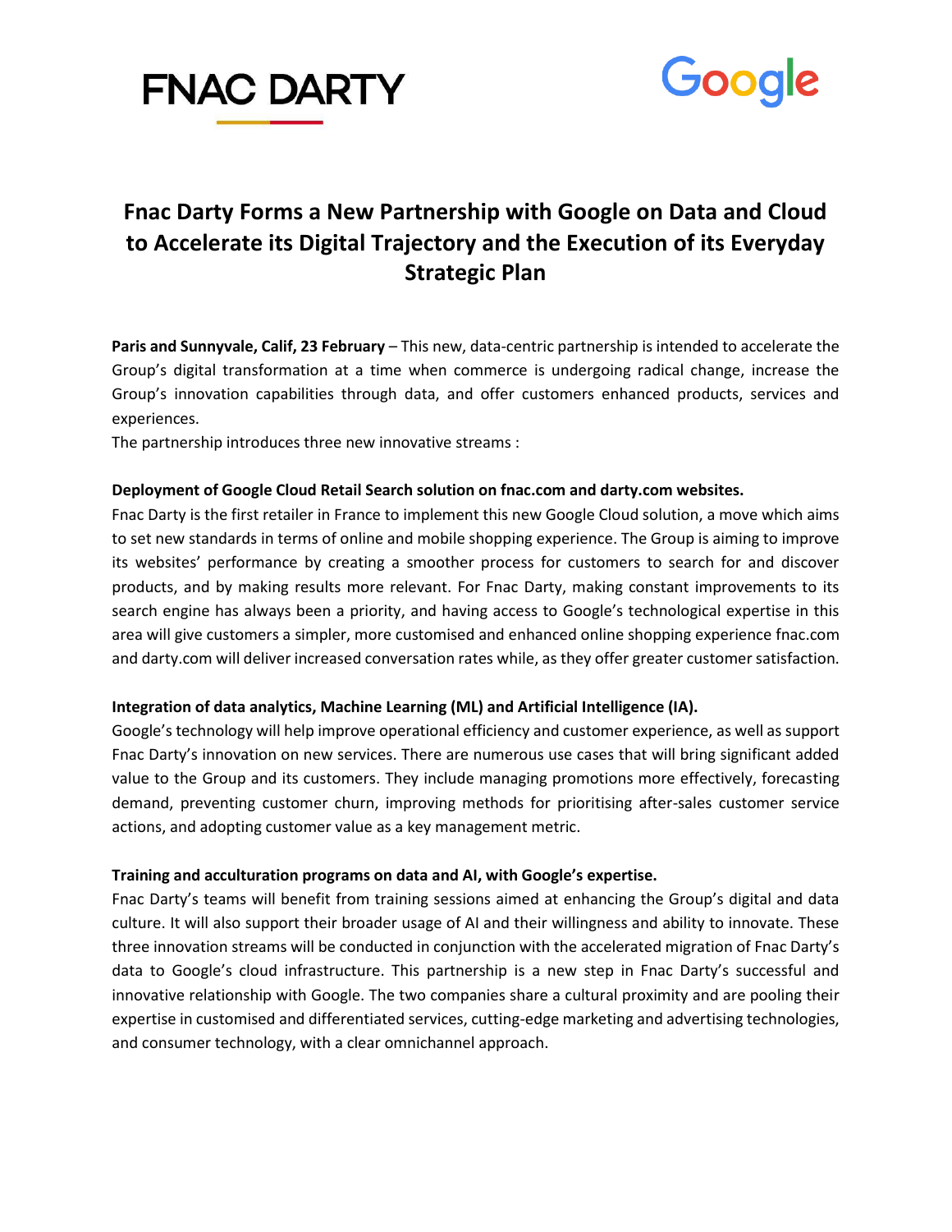FNAC DARTY

Google

# Fnac Darty Forms a New Partnership with Google on Data and Cloud to Accelerate its Digital Trajectory and the Execution of its Everyday Strategic Plan

**Paris and Sunnyvale, Calif, 23 February** – This new, data-centric partnership is intended to accelerate the Group's digital transformation at a time when commerce is undergoing radical change, increase the Group's innovation capabilities through data, and offer customers enhanced products, services and experiences.

The partnership introduces three new innovative streams :

**Deployment of Google Cloud Retail Search solution on fnac.com and darty.com websites.**

Fnac Darty is the first retailer in France to implement this new Google Cloud solution, a move which aims to set new standards in terms of online and mobile shopping experience. The Group is aiming to improve its websites' performance by creating a smoother process for customers to search for and discover products, and by making results more relevant. For Fnac Darty, making constant improvements to its search engine has always been a priority, and having access to Google's technological expertise in this area will give customers a simpler, more customised and enhanced online shopping experience fnac.com and darty.com will deliver increased conversation rates while, as they offer greater customer satisfaction.

**Integration of data analytics, Machine Learning (ML) and Artificial Intelligence (IA).**

Google's technology will help improve operational efficiency and customer experience, as well as support Fnac Darty's innovation on new services. There are numerous use cases that will bring significant added value to the Group and its customers. They include managing promotions more effectively, forecasting demand, preventing customer churn, improving methods for prioritising after-sales customer service actions, and adopting customer value as a key management metric.

**Training and acculturation programs on data and AI, with Google's expertise.**

Fnac Darty's teams will benefit from training sessions aimed at enhancing the Group's digital and data culture. It will also support their broader usage of AI and their willingness and ability to innovate. These three innovation streams will be conducted in conjunction with the accelerated migration of Fnac Darty's data to Google's cloud infrastructure. This partnership is a new step in Fnac Darty's successful and innovative relationship with Google. The two companies share a cultural proximity and are pooling their expertise in customised and differentiated services, cutting-edge marketing and advertising technologies, and consumer technology, with a clear omnichannel approach.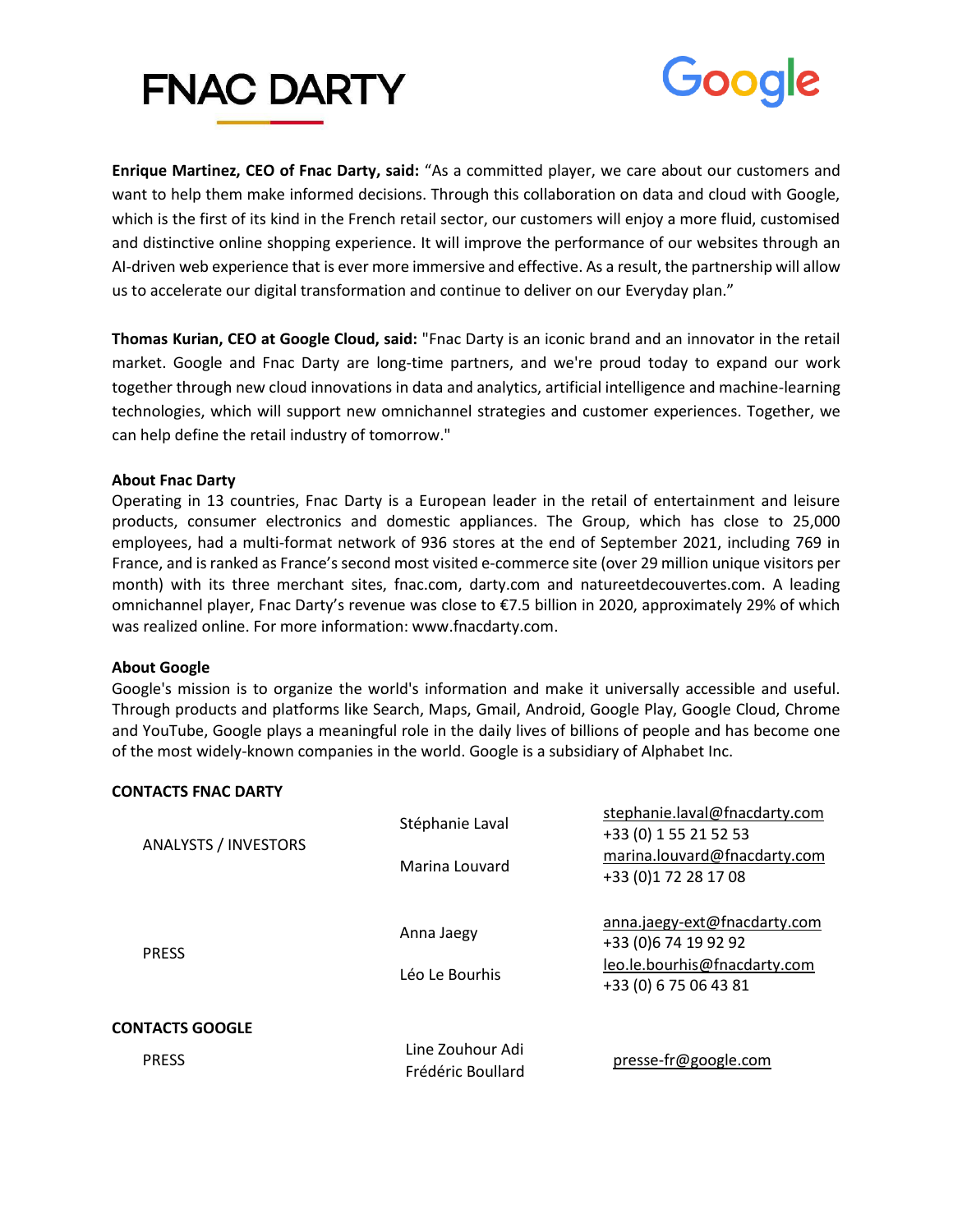**Enrique Martinez, CEO of Fnac Darty, said:** "As a committed player, we care about our customers and want to help them make informed decisions. Through this collaboration on data and cloud with Google, which is the first of its kind in the French retail sector, our customers will enjoy a more fluid, customised and distinctive online shopping experience. It will improve the performance of our websites through an AI-driven web experience that is ever more immersive and effective. As a result, the partnership will allow us to accelerate our digital transformation and continue to deliver on our Everyday plan."

**Thomas Kurian, CEO at Google Cloud, said:** "Fnac Darty is an iconic brand and an innovator in the retail market. Google and Fnac Darty are long-time partners, and we're proud today to expand our work together through new cloud innovations in data and analytics, artificial intelligence and machine-learning technologies, which will support new omnichannel strategies and customer experiences. Together, we can help define the retail industry of tomorrow."

**About Fnac Darty**

Operating in 13 countries, Fnac Darty is a European leader in the retail of entertainment and leisure products, consumer electronics and domestic appliances. The Group, which has close to 25,000 employees, had a multi-format network of 936 stores at the end of September 2021, including 769 in France, and is ranked as France's second most visited e-commerce site (over 29 million unique visitors per month) with its three merchant sites, fnac.com, darty.com and natureetdecouvertes.com. A leading omnichannel player, Fnac Darty's revenue was close to €7.5 billion in 2020, approximately 29% of which was realized online. For more information: www.fnacdarty.com.

**About Google**

Google's mission is to organize the world's information and make it universally accessible and useful. Through products and platforms like Search, Maps, Gmail, Android, Google Play, Google Cloud, Chrome and YouTube, Google plays a meaningful role in the daily lives of billions of people and has become one of the most widely-known companies in the world. Google is a subsidiary of Alphabet Inc.

**CONTACTS FNAC DARTY**

| | | |
|---|---|---|
| ANALYSTS / INVESTORS | Stéphanie Laval | stephanie.laval@fnacdarty.com<br>+33 (0) 1 55 21 52 53 |
| | Marina Louvard | marina.louvard@fnacdarty.com<br>+33 (0)1 72 28 17 08 |
| PRESS | Anna Jaegy | anna.jaegy-ext@fnacdarty.com<br>+33 (0)6 74 19 92 92 |
| | Léo Le Bourhis | leo.le.bourhis@fnacdarty.com<br>+33 (0) 6 75 06 43 81 |

**CONTACTS GOOGLE**

| | | |
|---|---|---|
| PRESS | Line Zouhour Adi<br>Frédéric Boullard | presse-fr@google.com |